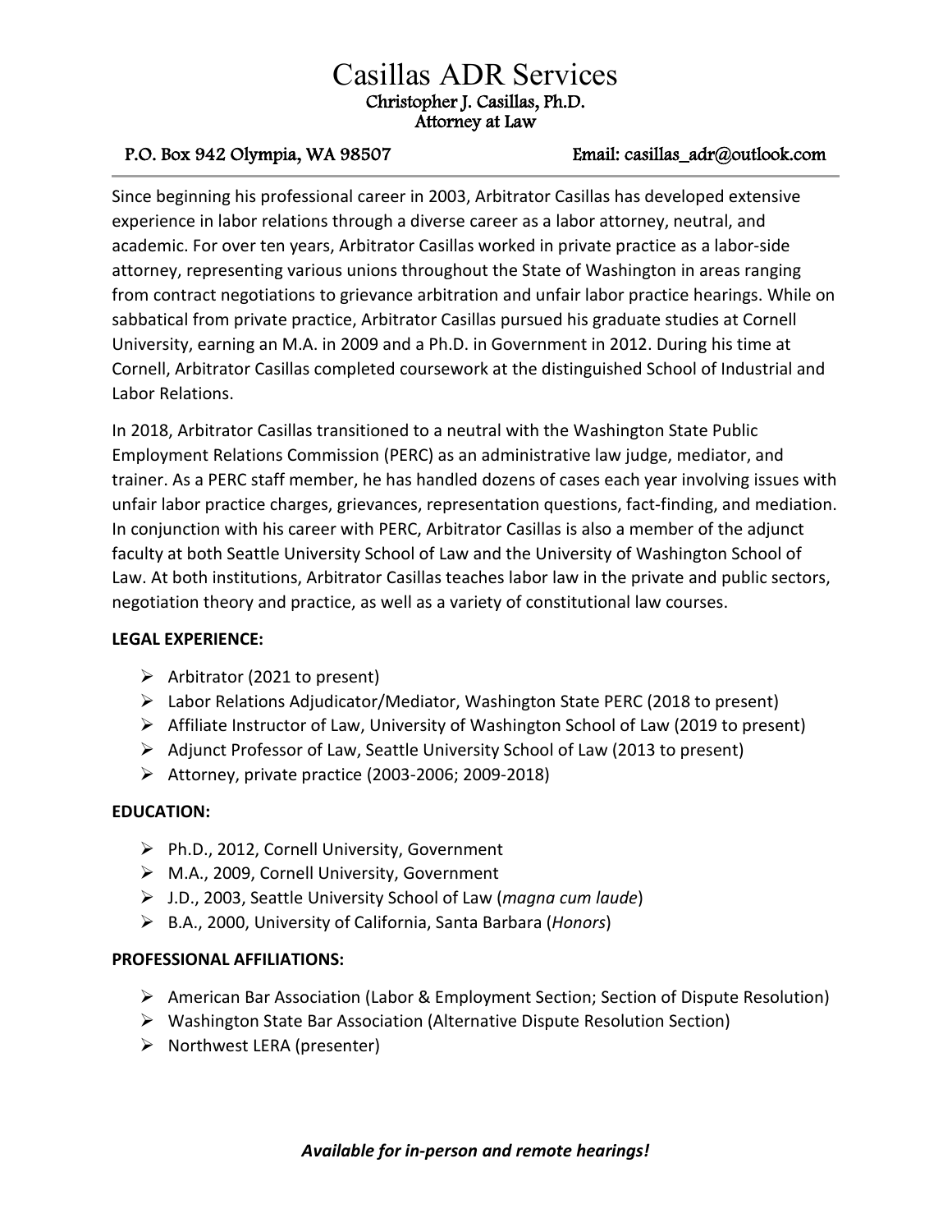# Casillas ADR Services

**Christopher J. Casillas, Ph.D.**
**Attorney at Law**

P.O. Box 942 Olympia, WA 98507 Email: casillas_adr@outlook.com

---

Since beginning his professional career in 2003, Arbitrator Casillas has developed extensive experience in labor relations through a diverse career as a labor attorney, neutral, and academic. For over ten years, Arbitrator Casillas worked in private practice as a labor-side attorney, representing various unions throughout the State of Washington in areas ranging from contract negotiations to grievance arbitration and unfair labor practice hearings. While on sabbatical from private practice, Arbitrator Casillas pursued his graduate studies at Cornell University, earning an M.A. in 2009 and a Ph.D. in Government in 2012. During his time at Cornell, Arbitrator Casillas completed coursework at the distinguished School of Industrial and Labor Relations.

In 2018, Arbitrator Casillas transitioned to a neutral with the Washington State Public Employment Relations Commission (PERC) as an administrative law judge, mediator, and trainer. As a PERC staff member, he has handled dozens of cases each year involving issues with unfair labor practice charges, grievances, representation questions, fact-finding, and mediation. In conjunction with his career with PERC, Arbitrator Casillas is also a member of the adjunct faculty at both Seattle University School of Law and the University of Washington School of Law. At both institutions, Arbitrator Casillas teaches labor law in the private and public sectors, negotiation theory and practice, as well as a variety of constitutional law courses.

**LEGAL EXPERIENCE:**

- Arbitrator (2021 to present)
- Labor Relations Adjudicator/Mediator, Washington State PERC (2018 to present)
- Affiliate Instructor of Law, University of Washington School of Law (2019 to present)
- Adjunct Professor of Law, Seattle University School of Law (2013 to present)
- Attorney, private practice (2003-2006; 2009-2018)

**EDUCATION:**

- Ph.D., 2012, Cornell University, Government
- M.A., 2009, Cornell University, Government
- J.D., 2003, Seattle University School of Law (*magna cum laude*)
- B.A., 2000, University of California, Santa Barbara (*Honors*)

**PROFESSIONAL AFFILIATIONS:**

- American Bar Association (Labor & Employment Section; Section of Dispute Resolution)
- Washington State Bar Association (Alternative Dispute Resolution Section)
- Northwest LERA (presenter)

***Available for in-person and remote hearings!***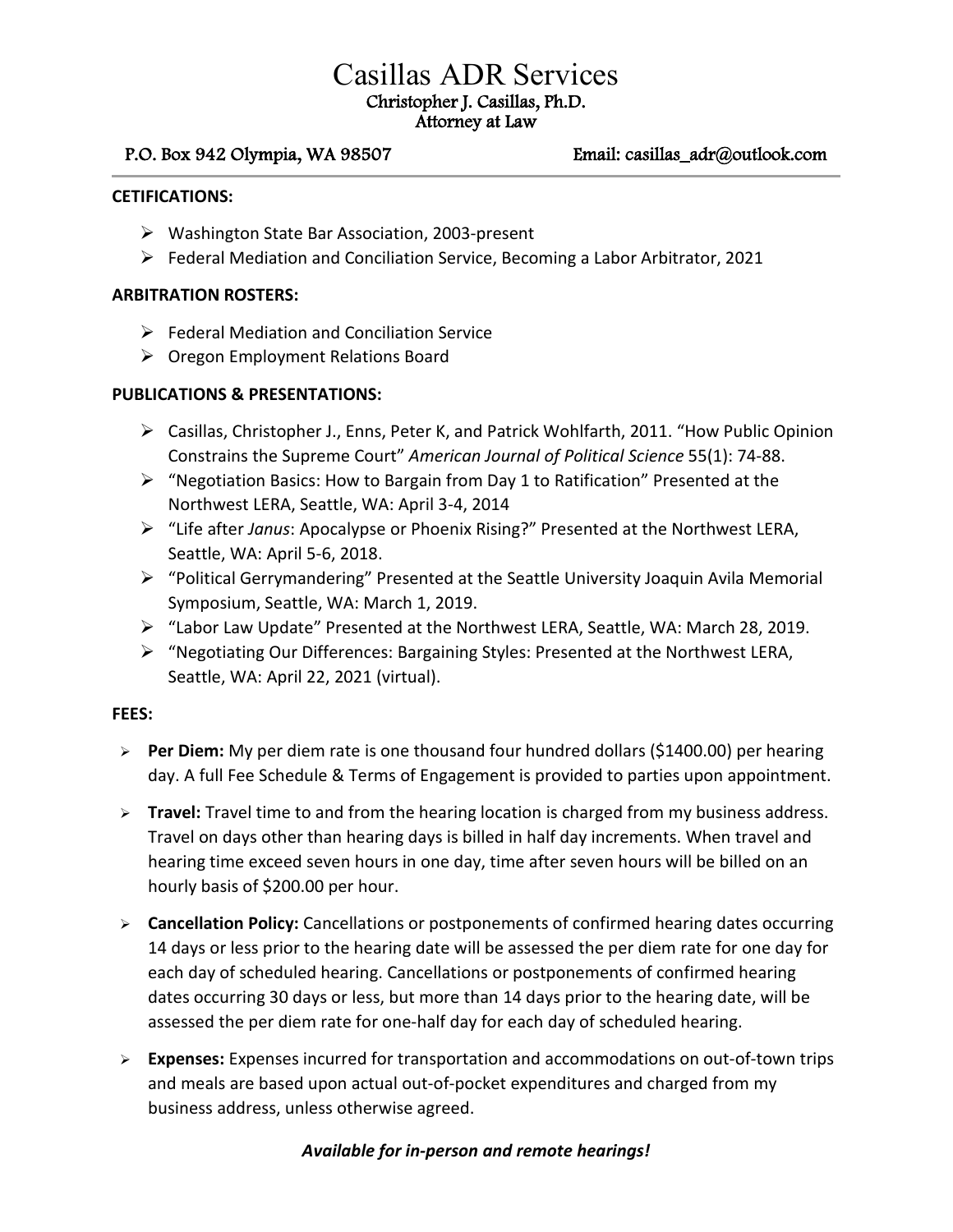# Casillas ADR Services

**Christopher J. Casillas, Ph.D.**
**Attorney at Law**

P.O. Box 942 Olympia, WA 98507 Email: casillas_adr@outlook.com

**CETIFICATIONS:**

- Washington State Bar Association, 2003-present
- Federal Mediation and Conciliation Service, Becoming a Labor Arbitrator, 2021

**ARBITRATION ROSTERS:**

- Federal Mediation and Conciliation Service
- Oregon Employment Relations Board

**PUBLICATIONS & PRESENTATIONS:**

- Casillas, Christopher J., Enns, Peter K, and Patrick Wohlfarth, 2011. "How Public Opinion Constrains the Supreme Court" *American Journal of Political Science* 55(1): 74-88.
- "Negotiation Basics: How to Bargain from Day 1 to Ratification" Presented at the Northwest LERA, Seattle, WA: April 3-4, 2014
- "Life after *Janus*: Apocalypse or Phoenix Rising?" Presented at the Northwest LERA, Seattle, WA: April 5-6, 2018.
- "Political Gerrymandering" Presented at the Seattle University Joaquin Avila Memorial Symposium, Seattle, WA: March 1, 2019.
- "Labor Law Update" Presented at the Northwest LERA, Seattle, WA: March 28, 2019.
- "Negotiating Our Differences: Bargaining Styles: Presented at the Northwest LERA, Seattle, WA: April 22, 2021 (virtual).

**FEES:**

- **Per Diem:** My per diem rate is one thousand four hundred dollars ($1400.00) per hearing day. A full Fee Schedule & Terms of Engagement is provided to parties upon appointment.
- **Travel:** Travel time to and from the hearing location is charged from my business address. Travel on days other than hearing days is billed in half day increments. When travel and hearing time exceed seven hours in one day, time after seven hours will be billed on an hourly basis of $200.00 per hour.
- **Cancellation Policy:** Cancellations or postponements of confirmed hearing dates occurring 14 days or less prior to the hearing date will be assessed the per diem rate for one day for each day of scheduled hearing. Cancellations or postponements of confirmed hearing dates occurring 30 days or less, but more than 14 days prior to the hearing date, will be assessed the per diem rate for one-half day for each day of scheduled hearing.
- **Expenses:** Expenses incurred for transportation and accommodations on out-of-town trips and meals are based upon actual out-of-pocket expenditures and charged from my business address, unless otherwise agreed.

***Available for in-person and remote hearings!***